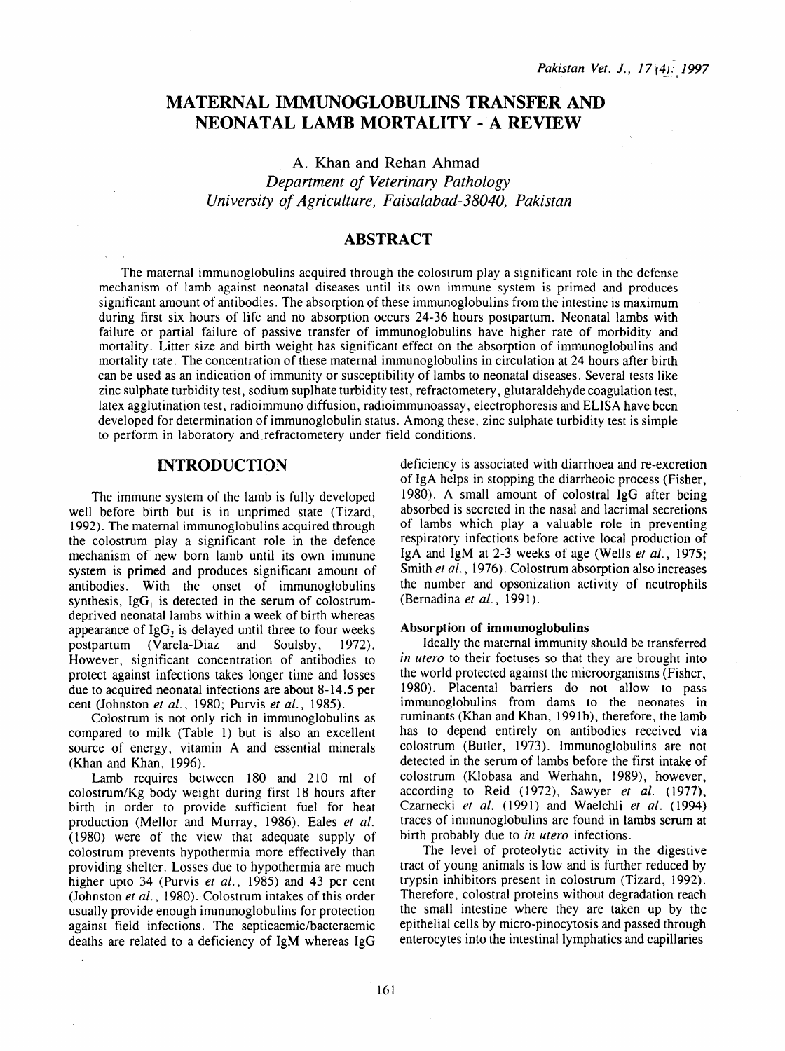# MATERNAL IMMUNOGLOBULINS TRANSFER AND NEONATAL LAMB MORTALITY - A REVIEW

A. Khan and Rehan Ahmad

*Department of Veterinary Pathology*
*University of Agriculture, Faisalabad-38040, Pakistan*

## ABSTRACT

The maternal immunoglobulins acquired through the colostrum play a significant role in the defense mechanism of lamb against neonatal diseases until its own immune system is primed and produces significant amount of antibodies. The absorption of these immunoglobulins from the intestine is maximum during first six hours of life and no absorption occurs 24-36 hours postpartum. Neonatal lambs with failure or partial failure of passive transfer of immunoglobulins have higher rate of morbidity and mortality. Litter size and birth weight has significant effect on the absorption of immunoglobulins and mortality rate. The concentration of these maternal immunoglobulins in circulation at 24 hours after birth can be used as an indication of immunity or susceptibility of lambs to neonatal diseases. Several tests like zinc sulphate turbidity test, sodium suplhate turbidity test, refractometery, glutaraldehyde coagulation test, latex agglutination test, radioimmuno diffusion, radioimmunoassay, electrophoresis and ELISA have been developed for determination of immunoglobulin status. Among these, zinc sulphate turbidity test is simple to perform in laboratory and refractometery under field conditions.

## INTRODUCTION

The immune system of the lamb is fully developed well before birth but is in unprimed state (Tizard, 1992). The maternal immunoglobulins acquired through the colostrum play a significant role in the defence mechanism of new born lamb until its own immune system is primed and produces significant amount of antibodies. With the onset of immunoglobulins synthesis, $IgG_1$ is detected in the serum of colostrum-deprived neonatal lambs within a week of birth whereas appearance of $IgG_2$ is delayed until three to four weeks postpartum (Varela-Diaz and Soulsby, 1972). However, significant concentration of antibodies to protect against infections takes longer time and losses due to acquired neonatal infections are about 8-14.5 per cent (Johnston *et al.*, 1980; Purvis *et al.*, 1985).

Colostrum is not only rich in immunoglobulins as compared to milk (Table 1) but is also an excellent source of energy, vitamin A and essential minerals (Khan and Khan, 1996).

Lamb requires between 180 and 210 ml of colostrum/Kg body weight during first 18 hours after birth in order to provide sufficient fuel for heat production (Mellor and Murray, 1986). Eales *et al.* (1980) were of the view that adequate supply of colostrum prevents hypothermia more effectively than providing shelter. Losses due to hypothermia are much higher upto 34 (Purvis *et al.*, 1985) and 43 per cent (Johnston *et al.*, 1980). Colostrum intakes of this order usually provide enough immunoglobulins for protection against field infections. The septicaemic/bacteraemic deaths are related to a deficiency of IgM whereas IgG deficiency is associated with diarrhoea and re-excretion of IgA helps in stopping the diarrheoic process (Fisher, 1980). A small amount of colostral IgG after being absorbed is secreted in the nasal and lacrimal secretions of lambs which play a valuable role in preventing respiratory infections before active local production of IgA and IgM at 2-3 weeks of age (Wells *et al.*, 1975; Smith *et al.*, 1976). Colostrum absorption also increases the number and opsonization activity of neutrophils (Bernadina *et al.*, 1991).

### Absorption of immunoglobulins

Ideally the maternal immunity should be transferred *in utero* to their foetuses so that they are brought into the world protected against the microorganisms (Fisher, 1980). Placental barriers do not allow to pass immunoglobulins from dams to the neonates in ruminants (Khan and Khan, 1991b), therefore, the lamb has to depend entirely on antibodies received via colostrum (Butler, 1973). Immunoglobulins are not detected in the serum of lambs before the first intake of colostrum (Klobasa and Werhahn, 1989), however, according to Reid (1972), Sawyer *et al.* (1977), Czarnecki *et al.* (1991) and Waelchli *et al.* (1994) traces of immunoglobulins are found in lambs serum at birth probably due to *in utero* infections.

The level of proteolytic activity in the digestive tract of young animals is low and is further reduced by trypsin inhibitors present in colostrum (Tizard, 1992). Therefore, colostral proteins without degradation reach the small intestine where they are taken up by the epithelial cells by micro-pinocytosis and passed through enterocytes into the intestinal lymphatics and capillaries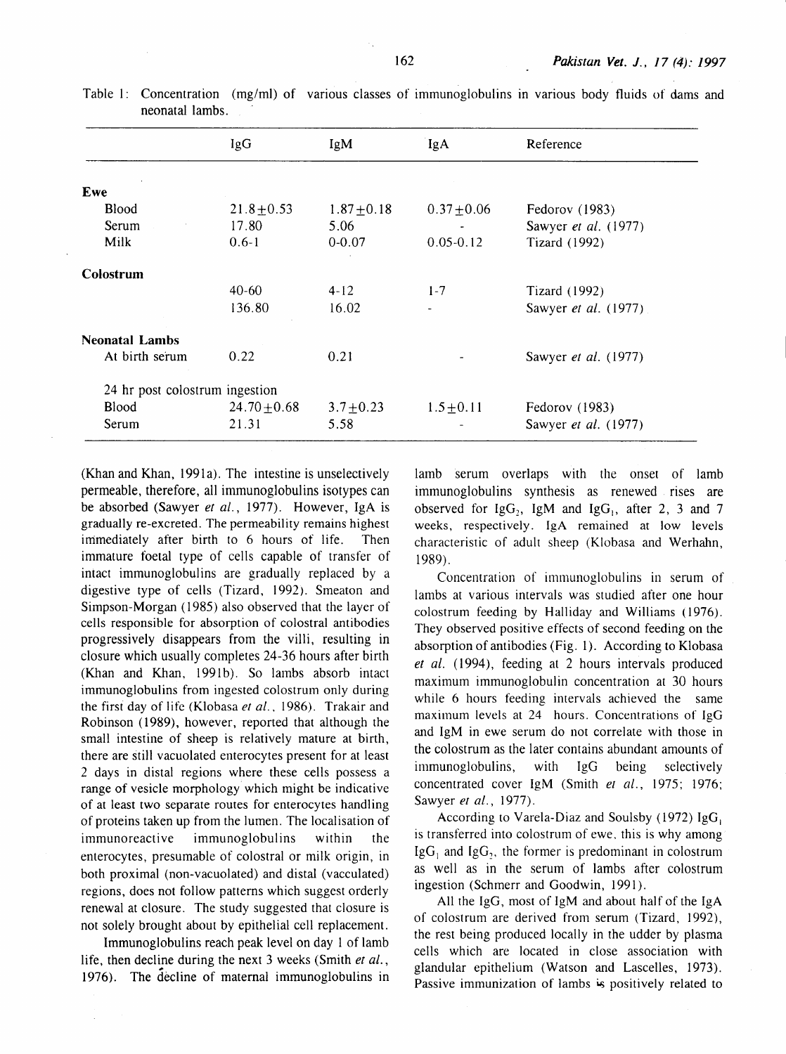Table 1: Concentration (mg/ml) of various classes of immunoglobulins in various body fluids of dams and neonatal lambs.

| | IgG | IgM | IgA | Reference |
|---|---|---|---|---|
| **Ewe** | | | | |
| Blood | 21.8±0.53 | 1.87±0.18 | 0.37±0.06 | Fedorov (1983) |
| Serum | 17.80 | 5.06 | - | Sawyer *et al.* (1977) |
| Milk | 0.6-1 | 0-0.07 | 0.05-0.12 | Tizard (1992) |
| **Colostrum** | | | | |
| | 40-60 | 4-12 | 1-7 | Tizard (1992) |
| | 136.80 | 16.02 | - | Sawyer *et al.* (1977) |
| **Neonatal Lambs** | | | | |
| At birth serum | 0.22 | 0.21 | - | Sawyer *et al.* (1977) |
| 24 hr post colostrum ingestion | | | | |
| Blood | 24.70±0.68 | 3.7±0.23 | 1.5±0.11 | Fedorov (1983) |
| Serum | 21.31 | 5.58 | - | Sawyer *et al.* (1977) |

(Khan and Khan, 1991a). The intestine is unselectively permeable, therefore, all immunoglobulins isotypes can be absorbed (Sawyer *et al.*, 1977). However, IgA is gradually re-excreted. The permeability remains highest immediately after birth to 6 hours of life. Then immature foetal type of cells capable of transfer of intact immunoglobulins are gradually replaced by a digestive type of cells (Tizard, 1992). Smeaton and Simpson-Morgan (1985) also observed that the layer of cells responsible for absorption of colostral antibodies progressively disappears from the villi, resulting in closure which usually completes 24-36 hours after birth (Khan and Khan, 1991b). So lambs absorb intact immunoglobulins from ingested colostrum only during the first day of life (Klobasa *et al.*, 1986). Trakair and Robinson (1989), however, reported that although the small intestine of sheep is relatively mature at birth, there are still vacuolated enterocytes present for at least 2 days in distal regions where these cells possess a range of vesicle morphology which might be indicative of at least two separate routes for enterocytes handling of proteins taken up from the lumen. The localisation of immunoreactive immunoglobulins within the enterocytes, presumable of colostral or milk origin, in both proximal (non-vacuolated) and distal (vacculated) regions, does not follow patterns which suggest orderly renewal at closure. The study suggested that closure is not solely brought about by epithelial cell replacement.

Immunoglobulins reach peak level on day 1 of lamb life, then decline during the next 3 weeks (Smith *et al.*, 1976). The decline of maternal immunoglobulins in lamb serum overlaps with the onset of lamb immunoglobulins synthesis as renewed rises are observed for $IgG_2$, IgM and $IgG_1$, after 2, 3 and 7 weeks, respectively. IgA remained at low levels characteristic of adult sheep (Klobasa and Werhahn, 1989).

Concentration of immunoglobulins in serum of lambs at various intervals was studied after one hour colostrum feeding by Halliday and Williams (1976). They observed positive effects of second feeding on the absorption of antibodies (Fig. 1). According to Klobasa *et al.* (1994), feeding at 2 hours intervals produced maximum immunoglobulin concentration at 30 hours while 6 hours feeding intervals achieved the same maximum levels at 24 hours. Concentrations of IgG and IgM in ewe serum do not correlate with those in the colostrum as the later contains abundant amounts of immunoglobulins, with IgG being selectively concentrated cover IgM (Smith *et al.*, 1975; 1976; Sawyer *et al.*, 1977).

According to Varela-Diaz and Soulsby (1972) $IgG_1$ is transferred into colostrum of ewe, this is why among $IgG_1$ and $IgG_2$, the former is predominant in colostrum as well as in the serum of lambs after colostrum ingestion (Schmerr and Goodwin, 1991).

All the IgG, most of IgM and about half of the IgA of colostrum are derived from serum (Tizard, 1992), the rest being produced locally in the udder by plasma cells which are located in close association with glandular epithelium (Watson and Lascelles, 1973). Passive immunization of lambs is positively related to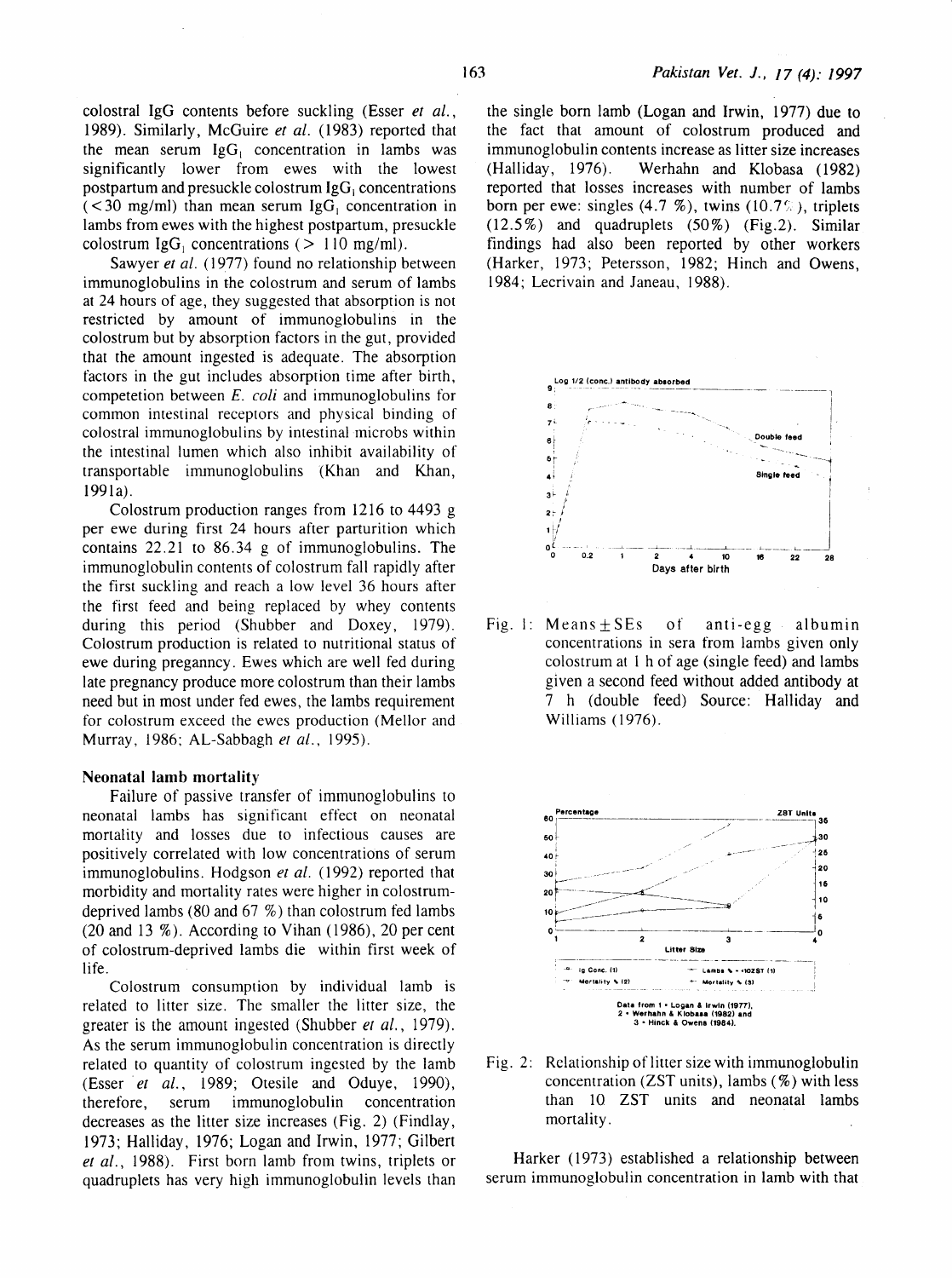colostral IgG contents before suckling (Esser *et al.*, 1989). Similarly, McGuire *et al.* (1983) reported that the mean serum $IgG_1$ concentration in lambs was significantly lower from ewes with the lowest postpartum and presuckle colostrum $IgG_1$ concentrations (< 30 mg/ml) than mean serum $IgG_1$ concentration in lambs from ewes with the highest postpartum, presuckle colostrum $IgG_1$ concentrations (> 110 mg/ml).

Sawyer *et al.* (1977) found no relationship between immunoglobulins in the colostrum and serum of lambs at 24 hours of age, they suggested that absorption is not restricted by amount of immunoglobulins in the colostrum but by absorption factors in the gut, provided that the amount ingested is adequate. The absorption factors in the gut includes absorption time after birth, competetion between *E. coli* and immunoglobulins for common intestinal receptors and physical binding of colostral immunoglobulins by intestinal microbs within the intestinal lumen which also inhibit availability of transportable immunoglobulins (Khan and Khan, 1991a).

Colostrum production ranges from 1216 to 4493 g per ewe during first 24 hours after parturition which contains 22.21 to 86.34 g of immunoglobulins. The immunoglobulin contents of colostrum fall rapidly after the first suckling and reach a low level 36 hours after the first feed and being replaced by whey contents during this period (Shubber and Doxey, 1979). Colostrum production is related to nutritional status of ewe during pregannсy. Ewes which are well fed during late pregnancy produce more colostrum than their lambs need but in most under fed ewes, the lambs requirement for colostrum exceed the ewes production (Mellor and Murray, 1986; AL-Sabbagh *et al.*, 1995).

### Neonatal lamb mortality

Failure of passive transfer of immunoglobulins to neonatal lambs has significant effect on neonatal mortality and losses due to infectious causes are positively correlated with low concentrations of serum immunoglobulins. Hodgson *et al.* (1992) reported that morbidity and mortality rates were higher in colostrum-deprived lambs (80 and 67 %) than colostrum fed lambs (20 and 13 %). According to Vihan (1986), 20 per cent of colostrum-deprived lambs die within first week of life.

Colostrum consumption by individual lamb is related to litter size. The smaller the litter size, the greater is the amount ingested (Shubber *et al.*, 1979). As the serum immunoglobulin concentration is directly related to quantity of colostrum ingested by the lamb (Esser *et al.*, 1989; Otesile and Oduye, 1990), therefore, serum immunoglobulin concentration decreases as the litter size increases (Fig. 2) (Findlay, 1973; Halliday, 1976; Logan and Irwin, 1977; Gilbert *et al.*, 1988). First born lamb from twins, triplets or quadruplets has very high immunoglobulin levels than the single born lamb (Logan and Irwin, 1977) due to the fact that amount of colostrum produced and immunoglobulin contents increase as litter size increases (Halliday, 1976). Werhahn and Klobasa (1982) reported that losses increases with number of lambs born per ewe: singles (4.7 %), twins (10.7%), triplets (12.5%) and quadruplets (50%) (Fig.2). Similar findings had also been reported by other workers (Harker, 1973; Petersson, 1982; Hinch and Owens, 1984; Lecrivain and Janeau, 1988).

Fig. 1: Means ± SEs of anti-egg albumin concentrations in sera from lambs given only colostrum at 1 h of age (single feed) and lambs given a second feed without added antibody at 7 h (double feed) Source: Halliday and Williams (1976).

Fig. 2: Relationship of litter size with immunoglobulin concentration (ZST units), lambs (%) with less than 10 ZST units and neonatal lambs mortality.

Harker (1973) established a relationship between serum immunoglobulin concentration in lamb with that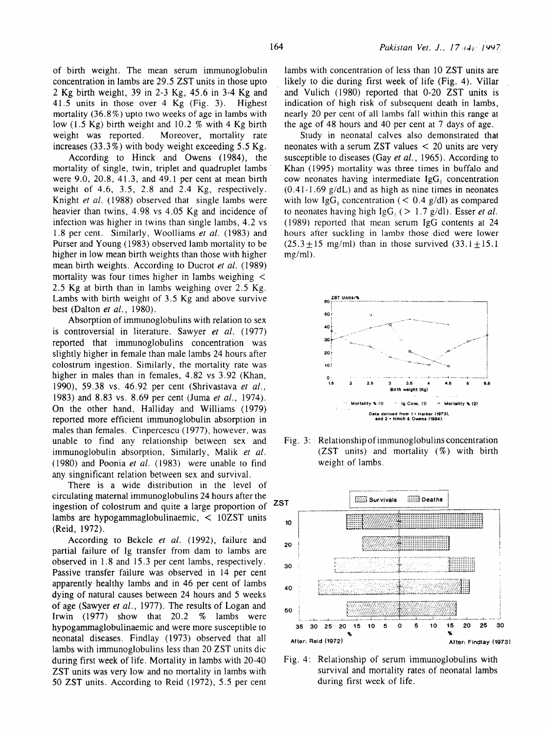of birth weight. The mean serum immunoglobulin concentration in lambs are 29.5 ZST units in those upto 2 Kg birth weight, 39 in 2-3 Kg, 45.6 in 3-4 Kg and 41.5 units in those over 4 Kg (Fig. 3). Highest mortality (36.8%) upto two weeks of age in lambs with low (1.5 Kg) birth weight and 10.2 % with 4 Kg birth weight was reported. Moreover, mortality rate increases (33.3%) with body weight exceeding 5.5 Kg.

According to Hinck and Owens (1984), the mortality of single, twin, triplet and quadruplet lambs were 9.0, 20.8, 41.3, and 49.1 per cent at mean birth weight of 4.6, 3.5, 2.8 and 2.4 Kg, respectively. Knight *et al.* (1988) observed that single lambs were heavier than twins, 4.98 vs 4.05 Kg and incidence of infection was higher in twins than single lambs, 4.2 vs 1.8 per cent. Similarly, Woolliams *et al.* (1983) and Purser and Young (1983) observed lamb mortality to be higher in low mean birth weights than those with higher mean birth weights. According to Ducrot *et al.* (1989) mortality was four times higher in lambs weighing < 2.5 Kg at birth than in lambs weighing over 2.5 Kg. Lambs with birth weight of 3.5 Kg and above survive best (Dalton *et al.*, 1980).

Absorption of immunoglobulins with relation to sex is controversial in literature. Sawyer *et al.* (1977) reported that immunoglobulins concentration was slightly higher in female than male lambs 24 hours after colostrum ingestion. Similarly, the mortality rate was higher in males than in females, 4.82 vs 3.92 (Khan, 1990), 59.38 vs. 46.92 per cent (Shrivastava *et al.*, 1983) and 8.83 vs. 8.69 per cent (Juma *et al.*, 1974). On the other hand, Halliday and Williams (1979) reported more efficient immunoglobulin absorption in males than females. Cinpercescu (1977), however, was unable to find any relationship between sex and immunoglobulin absorption, Similarly, Malik *et al.* (1980) and Poonia *et al.* (1983) were unable to find any singnificant relation between sex and survival.

There is a wide distribution in the level of circulating maternal immunoglobulins 24 hours after the ingestion of colostrum and quite a large proportion of lambs are hypogammaglobulinaemic, < 10ZST units (Reid, 1972).

According to Bekele *et al.* (1992), failure and partial failure of Ig transfer from dam to lambs are observed in 1.8 and 15.3 per cent lambs, respectively. Passive transfer failure was observed in 14 per cent apparently healthy lambs and in 46 per cent of lambs dying of natural causes between 24 hours and 5 weeks of age (Sawyer *et al.*, 1977). The results of Logan and Irwin (1977) show that 20.2 % lambs were hypogammaglobulinaemic and were more susceptible to neonatal diseases. Findlay (1973) observed that all lambs with immunoglobulins less than 20 ZST units die during first week of life. Mortality in lambs with 20-40 ZST units was very low and no mortality in lambs with 50 ZST units. According to Reid (1972), 5.5 per cent lambs with concentration of less than 10 ZST units are likely to die during first week of life (Fig. 4). Villar and Vulich (1980) reported that 0-20 ZST units is indication of high risk of subsequent death in lambs, nearly 20 per cent of all lambs fall within this range at the age of 48 hours and 40 per cent at 7 days of age.

Study in neonatal calves also demonstrated that neonates with a serum ZST values < 20 units are very susceptible to diseases (Gay *et al.*, 1965). According to Khan (1995) mortality was three times in buffalo and cow neonates having intermediate $IgG_1$ concentration (0.41-1.69 g/dL) and as high as nine times in neonates with low $IgG_1$ concentration (< 0.4 g/dl) as compared to neonates having high $IgG_1$ (> 1.7 g/dl). Esser *et al.* (1989) reported that mean serum IgG contents at 24 hours after suckling in lambs those died were lower (25.3 ± 15 mg/ml) than in those survived (33.1 ± 15.1 mg/ml).

Fig. 3: Relationship of immunoglobulins concentration (ZST units) and mortality (%) with birth weight of lambs.

Fig. 4: Relationship of serum immunoglobulins with survival and mortality rates of neonatal lambs during first week of life.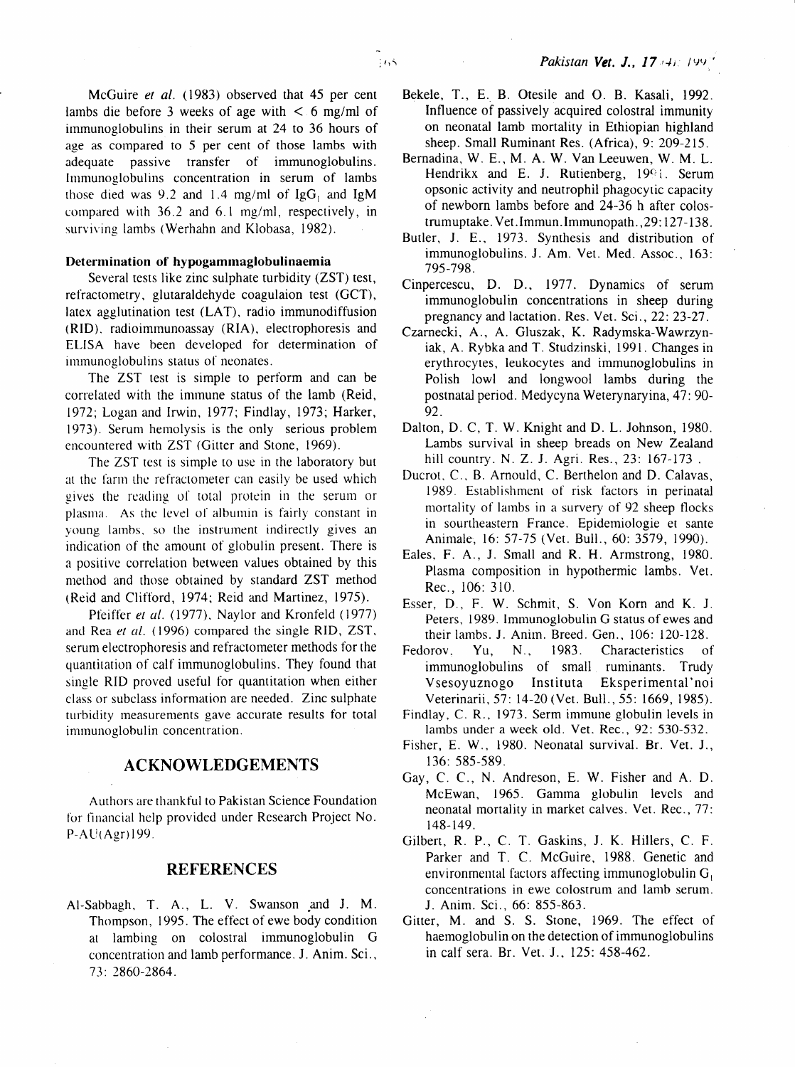McGuire *et al.* (1983) observed that 45 per cent lambs die before 3 weeks of age with < 6 mg/ml of immunoglobulins in their serum at 24 to 36 hours of age as compared to 5 per cent of those lambs with adequate passive transfer of immunoglobulins. Immunoglobulins concentration in serum of lambs those died was 9.2 and 1.4 mg/ml of $IgG_1$ and IgM compared with 36.2 and 6.1 mg/ml, respectively, in surviving lambs (Werhahn and Klobasa, 1982).

#### Determination of hypogammaglobulinaemia

Several tests like zinc sulphate turbidity (ZST) test, refractometry, glutaraldehyde coagulaion test (GCT), latex agglutination test (LAT), radio immunodiffusion (RID), radioimmunoassay (RIA), electrophoresis and ELISA have been developed for determination of immunoglobulins status of neonates.

The ZST test is simple to perform and can be correlated with the immune status of the lamb (Reid, 1972; Logan and Irwin, 1977; Findlay, 1973; Harker, 1973). Serum hemolysis is the only serious problem encountered with ZST (Gitter and Stone, 1969).

The ZST test is simple to use in the laboratory but at the farm the refractometer can easily be used which gives the reading of total protein in the serum or plasma. As the level of albumin is fairly constant in young lambs, so the instrument indirectly gives an indication of the amount of globulin present. There is a positive correlation between values obtained by this method and those obtained by standard ZST method (Reid and Clifford, 1974; Reid and Martinez, 1975).

Pfeiffer *et al.* (1977), Naylor and Kronfeld (1977) and Rea *et al.* (1996) compared the single RID, ZST, serum electrophoresis and refractometer methods for the quantitation of calf immunoglobulins. They found that single RID proved useful for quantitation when either class or subclass information are needed. Zinc sulphate turbidity measurements gave accurate results for total immunoglobulin concentration.

## ACKNOWLEDGEMENTS

Authors are thankful to Pakistan Science Foundation for financial help provided under Research Project No. P-AU(Agr)199.

## REFERENCES

Al-Sabbagh, T. A., L. V. Swanson and J. M. Thompson, 1995. The effect of ewe body condition at lambing on colostral immunoglobulin G concentration and lamb performance. J. Anim. Sci., 73: 2860-2864.

Bekele, T., E. B. Otesile and O. B. Kasali, 1992. Influence of passively acquired colostral immunity on neonatal lamb mortality in Ethiopian highland sheep. Small Ruminant Res. (Africa), 9: 209-215.

Bernadina, W. E., M. A. W. Van Leeuwen, W. M. L. Hendrikx and E. J. Rutienberg, 1991. Serum opsonic activity and neutrophil phagocytic capacity of newborn lambs before and 24-36 h after colostrumuptake. Vet.Immun.Immunopath.,29:127-138.

Butler, J. E., 1973. Synthesis and distribution of immunoglobulins. J. Am. Vet. Med. Assoc., 163: 795-798.

Cinpercescu, D. D., 1977. Dynamics of serum immunoglobulin concentrations in sheep during pregnancy and lactation. Res. Vet. Sci., 22: 23-27.

Czarnecki, A., A. Gluszak, K. Radymska-Wawrzyniak, A. Rybka and T. Studzinski, 1991. Changes in erythrocytes, leukocytes and immunoglobulins in Polish lowl and longwool lambs during the postnatal period. Medycyna Weterynaryina, 47: 90-92.

Dalton, D. C, T. W. Knight and D. L. Johnson, 1980. Lambs survival in sheep breads on New Zealand hill country. N. Z. J. Agri. Res., 23: 167-173 .

Ducrot, C., B. Arnould, C. Berthelon and D. Calavas, 1989. Establishment of risk factors in perinatal mortality of lambs in a survery of 92 sheep flocks in sourtheastern France. Epidemiologie et sante Animale, 16: 57-75 (Vet. Bull., 60: 3579, 1990).

Eales, F. A., J. Small and R. H. Armstrong, 1980. Plasma composition in hypothermic lambs. Vet. Rec., 106: 310.

Esser, D., F. W. Schmit, S. Von Korn and K. J. Peters, 1989. Immunoglobulin G status of ewes and their lambs. J. Anim. Breed. Gen., 106: 120-128.

Fedorov, Yu, N., 1983. Characteristics of immunoglobulins of small ruminants. Trudy Vsesoyuznogo Instituta Eksperimental'noi Veterinarii, 57: 14-20 (Vet. Bull., 55: 1669, 1985).

Findlay, C. R., 1973. Serm immune globulin levels in lambs under a week old. Vet. Rec., 92: 530-532.

Fisher, E. W., 1980. Neonatal survival. Br. Vet. J., 136: 585-589.

Gay, C. C., N. Andreson, E. W. Fisher and A. D. McEwan, 1965. Gamma globulin levels and neonatal mortality in market calves. Vet. Rec., 77: 148-149.

Gilbert, R. P., C. T. Gaskins, J. K. Hillers, C. F. Parker and T. C. McGuire, 1988. Genetic and environmental factors affecting immunoglobulin $G_1$ concentrations in ewe colostrum and lamb serum. J. Anim. Sci., 66: 855-863.

Gitter, M. and S. S. Stone, 1969. The effect of haemoglobulin on the detection of immunoglobulins in calf sera. Br. Vet. J., 125: 458-462.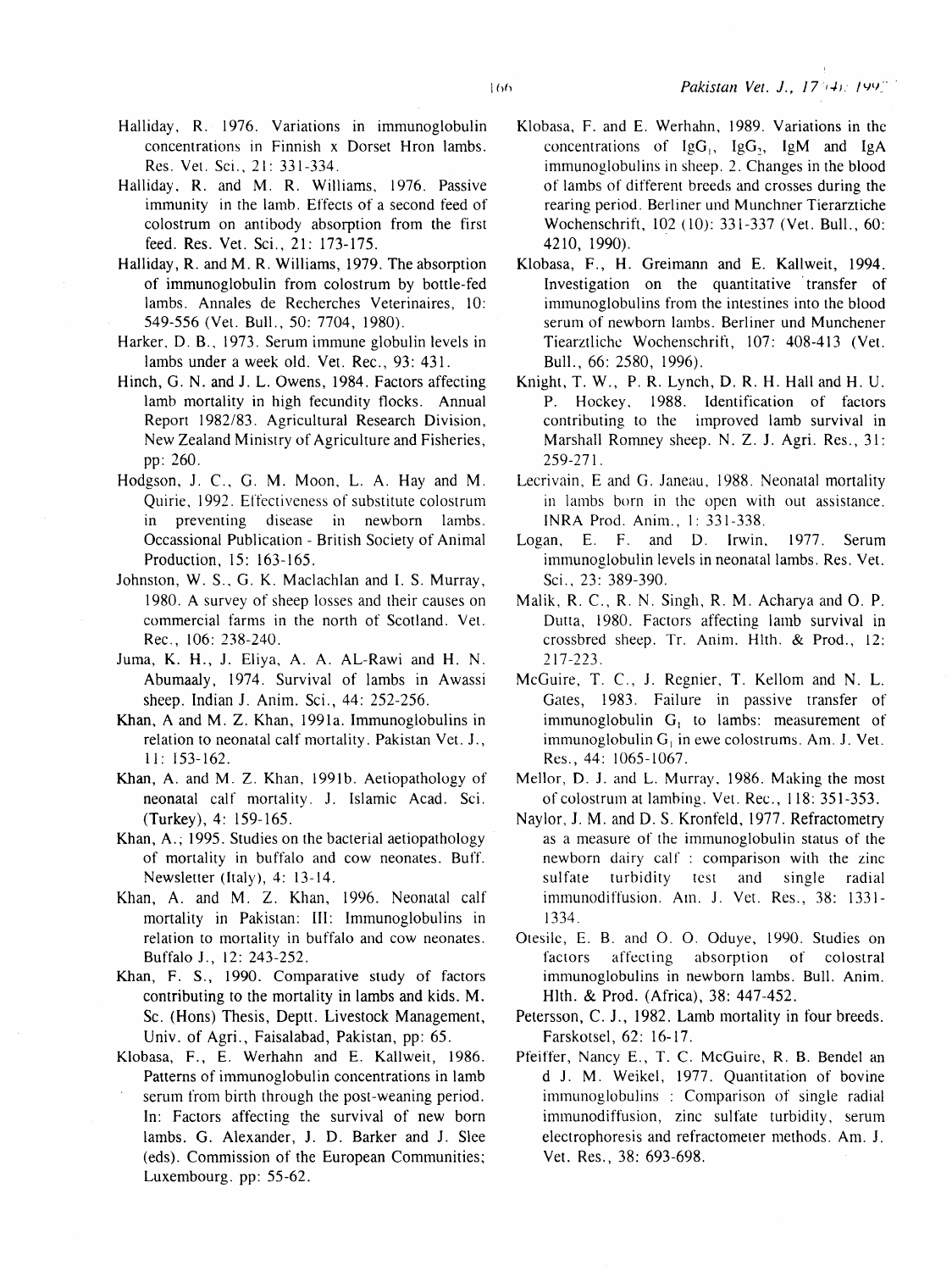Halliday, R. 1976. Variations in immunoglobulin concentrations in Finnish x Dorset Hron lambs. Res. Vet. Sci., 21: 331-334.

Halliday, R. and M. R. Williams, 1976. Passive immunity in the lamb. Effects of a second feed of colostrum on antibody absorption from the first feed. Res. Vet. Sci., 21: 173-175.

Halliday, R. and M. R. Williams, 1979. The absorption of immunoglobulin from colostrum by bottle-fed lambs. Annales de Recherches Veterinaires, 10: 549-556 (Vet. Bull., 50: 7704, 1980).

Harker, D. B., 1973. Serum immune globulin levels in lambs under a week old. Vet. Rec., 93: 431.

Hinch, G. N. and J. L. Owens, 1984. Factors affecting lamb mortality in high fecundity flocks. Annual Report 1982/83. Agricultural Research Division, New Zealand Ministry of Agriculture and Fisheries, pp: 260.

Hodgson, J. C., G. M. Moon, L. A. Hay and M. Quirie, 1992. Effectiveness of substitute colostrum in preventing disease in newborn lambs. Occassional Publication - British Society of Animal Production, 15: 163-165.

Johnston, W. S., G. K. Maclachlan and I. S. Murray, 1980. A survey of sheep losses and their causes on commercial farms in the north of Scotland. Vet. Rec., 106: 238-240.

Juma, K. H., J. Eliya, A. A. AL-Rawi and H. N. Abumaaly, 1974. Survival of lambs in Awassi sheep. Indian J. Anim. Sci., 44: 252-256.

Khan, A and M. Z. Khan, 1991a. Immunoglobulins in relation to neonatal calf mortality. Pakistan Vet. J., 11: 153-162.

Khan, A. and M. Z. Khan, 1991b. Aetiopathology of neonatal calf mortality. J. Islamic Acad. Sci. (Turkey), 4: 159-165.

Khan, A.; 1995. Studies on the bacterial aetiopathology of mortality in buffalo and cow neonates. Buff. Newsletter (Italy), 4: 13-14.

Khan, A. and M. Z. Khan, 1996. Neonatal calf mortality in Pakistan: III: Immunoglobulins in relation to mortality in buffalo and cow neonates. Buffalo J., 12: 243-252.

Khan, F. S., 1990. Comparative study of factors contributing to the mortality in lambs and kids. M. Sc. (Hons) Thesis, Deptt. Livestock Management, Univ. of Agri., Faisalabad, Pakistan, pp: 65.

Klobasa, F., E. Werhahn and E. Kallweit, 1986. Patterns of immunoglobulin concentrations in lamb serum from birth through the post-weaning period. In: Factors affecting the survival of new born lambs. G. Alexander, J. D. Barker and J. Slee (eds). Commission of the European Communities; Luxembourg. pp: 55-62.

Klobasa, F. and E. Werhahn, 1989. Variations in the concentrations of $IgG_1$, $IgG_2$, IgM and IgA immunoglobulins in sheep. 2. Changes in the blood of lambs of different breeds and crosses during the rearing period. Berliner und Munchner Tierarztiche Wochenschrift, 102 (10): 331-337 (Vet. Bull., 60: 4210, 1990).

Klobasa, F., H. Greimann and E. Kallweit, 1994. Investigation on the quantitative transfer of immunoglobulins from the intestines into the blood serum of newborn lambs. Berliner und Munchener Tiearztliche Wochenschrift, 107: 408-413 (Vet. Bull., 66: 2580, 1996).

Knight, T. W., P. R. Lynch, D. R. H. Hall and H. U. P. Hockey, 1988. Identification of factors contributing to the improved lamb survival in Marshall Romney sheep. N. Z. J. Agri. Res., 31: 259-271.

Lecrivain, E and G. Janeau, 1988. Neonatal mortality in lambs born in the open with out assistance. INRA Prod. Anim., 1: 331-338.

Logan, E. F. and D. Irwin, 1977. Serum immunoglobulin levels in neonatal lambs. Res. Vet. Sci., 23: 389-390.

Malik, R. C., R. N. Singh, R. M. Acharya and O. P. Dutta, 1980. Factors affecting lamb survival in crossbred sheep. Tr. Anim. Hlth. & Prod., 12: 217-223.

McGuire, T. C., J. Regnier, T. Kellom and N. L. Gates, 1983. Failure in passive transfer of immunoglobulin $G_1$ to lambs: measurement of immunoglobulin $G_1$ in ewe colostrums. Am. J. Vet. Res., 44: 1065-1067.

Mellor, D. J. and L. Murray, 1986. Making the most of colostrum at lambing. Vet. Rec., 118: 351-353.

Naylor, J. M. and D. S. Kronfeld, 1977. Refractometry as a measure of the immunoglobulin status of the newborn dairy calf : comparison with the zinc sulfate turbidity test and single radial immunodiffusion. Am. J. Vet. Res., 38: 1331-1334.

Otesile, E. B. and O. O. Oduye, 1990. Studies on factors affecting absorption of colostral immunoglobulins in newborn lambs. Bull. Anim. Hlth. & Prod. (Africa), 38: 447-452.

Petersson, C. J., 1982. Lamb mortality in four breeds. Farskotsel, 62: 16-17.

Pfeiffer, Nancy E., T. C. McGuire, R. B. Bendel an d J. M. Weikel, 1977. Quantitation of bovine immunoglobulins : Comparison of single radial immunodiffusion, zinc sulfate turbidity, serum electrophoresis and refractometer methods. Am. J. Vet. Res., 38: 693-698.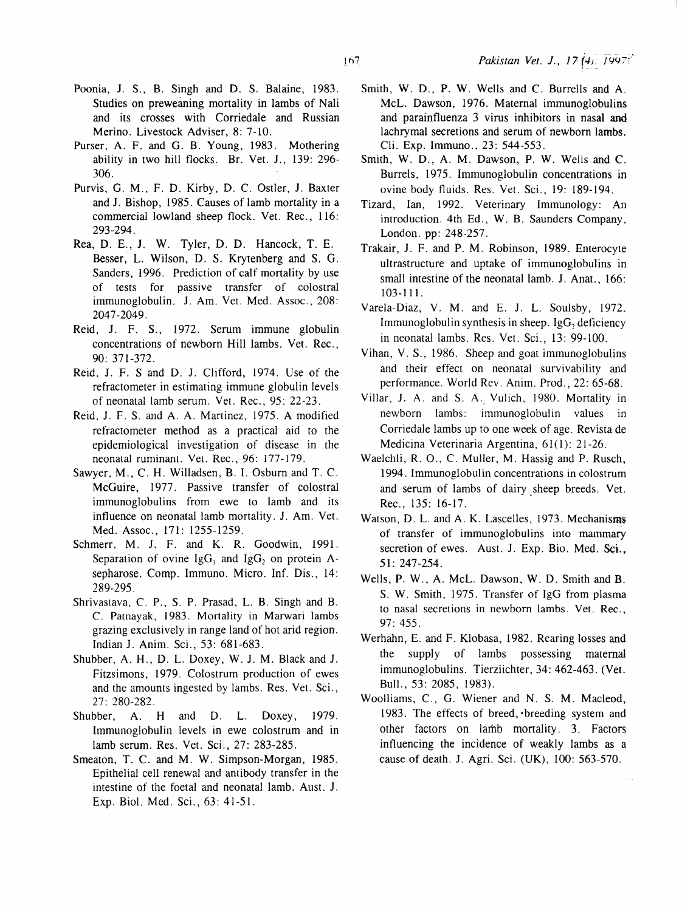Poonia, J. S., B. Singh and D. S. Balaine, 1983. Studies on preweaning mortality in lambs of Nali and its crosses with Corriedale and Russian Merino. Livestock Adviser, 8: 7-10.

Purser, A. F. and G. B. Young, 1983. Mothering ability in two hill flocks. Br. Vet. J., 139: 296-306.

Purvis, G. M., F. D. Kirby, D. C. Ostler, J. Baxter and J. Bishop, 1985. Causes of lamb mortality in a commercial lowland sheep flock. Vet. Rec., 116: 293-294.

Rea, D. E., J. W. Tyler, D. D. Hancock, T. E. Besser, L. Wilson, D. S. Krytenberg and S. G. Sanders, 1996. Prediction of calf mortality by use of tests for passive transfer of colostral immunoglobulin. J. Am. Vet. Med. Assoc., 208: 2047-2049.

Reid, J. F. S., 1972. Serum immune globulin concentrations of newborn Hill lambs. Vet. Rec., 90: 371-372.

Reid, J. F. S and D. J. Clifford, 1974. Use of the refractometer in estimating immune globulin levels of neonatal lamb serum. Vet. Rec., 95: 22-23.

Reid, J. F. S. and A. A. Martinez, 1975. A modified refractometer method as a practical aid to the epidemiological investigation of disease in the neonatal ruminant. Vet. Rec., 96: 177-179.

Sawyer, M., C. H. Willadsen, B. I. Osburn and T. C. McGuire, 1977. Passive transfer of colostral immunoglobulins from ewe to lamb and its influence on neonatal lamb mortality. J. Am. Vet. Med. Assoc., 171: 1255-1259.

Schmerr, M. J. F. and K. R. Goodwin, 1991. Separation of ovine $IgG_1$ and $IgG_2$ on protein A-sepharose. Comp. Immuno. Micro. Inf. Dis., 14: 289-295.

Shrivastava, C. P., S. P. Prasad, L. B. Singh and B. C. Patnayak, 1983. Mortality in Marwari lambs grazing exclusively in range land of hot arid region. Indian J. Anim. Sci., 53: 681-683.

Shubber, A. H., D. L. Doxey, W. J. M. Black and J. Fitzsimons, 1979. Colostrum production of ewes and the amounts ingested by lambs. Res. Vet. Sci., 27: 280-282.

Shubber, A. H and D. L. Doxey, 1979. Immunoglobulin levels in ewe colostrum and in lamb serum. Res. Vet. Sci., 27: 283-285.

Smeaton, T. C. and M. W. Simpson-Morgan, 1985. Epithelial cell renewal and antibody transfer in the intestine of the foetal and neonatal lamb. Aust. J. Exp. Biol. Med. Sci., 63: 41-51.

Smith, W. D., P. W. Wells and C. Burrells and A. McL. Dawson, 1976. Maternal immunoglobulins and parainfluenza 3 virus inhibitors in nasal and lachrymal secretions and serum of newborn lambs. Cli. Exp. Immuno., 23: 544-553.

Smith, W. D., A. M. Dawson, P. W. Wells and C. Burrels, 1975. Immunoglobulin concentrations in ovine body fluids. Res. Vet. Sci., 19: 189-194.

Tizard, Ian, 1992. Veterinary Immunology: An introduction. 4th Ed., W. B. Saunders Company, London. pp: 248-257.

Trakair, J. F. and P. M. Robinson, 1989. Enterocyte ultrastructure and uptake of immunoglobulins in small intestine of the neonatal lamb. J. Anat., 166: 103-111.

Varela-Diaz, V. M. and E. J. L. Soulsby, 1972. Immunoglobulin synthesis in sheep. $IgG_2$ deficiency in neonatal lambs. Res. Vet. Sci., 13: 99-100.

Vihan, V. S., 1986. Sheep and goat immunoglobulins and their effect on neonatal survivability and performance. World Rev. Anim. Prod., 22: 65-68.

Villar, J. A. and S. A. Vulich, 1980. Mortality in newborn lambs: immunoglobulin values in Corriedale lambs up to one week of age. Revista de Medicina Veterinaria Argentina, 61(1): 21-26.

Waelchli, R. O., C. Muller, M. Hassig and P. Rusch, 1994. Immunoglobulin concentrations in colostrum and serum of lambs of dairy sheep breeds. Vet. Rec., 135: 16-17.

Watson, D. L. and A. K. Lascelles, 1973. Mechanisms of transfer of immunoglobulins into mammary secretion of ewes. Aust. J. Exp. Bio. Med. Sci., 51: 247-254.

Wells, P. W., A. McL. Dawson, W. D. Smith and B. S. W. Smith, 1975. Transfer of IgG from plasma to nasal secretions in newborn lambs. Vet. Rec., 97: 455.

Werhahn, E. and F. Klobasa, 1982. Rearing losses and the supply of lambs possessing maternal immunoglobulins. Tierziichter, 34: 462-463. (Vet. Bull., 53: 2085, 1983).

Woolliams, C., G. Wiener and N. S. M. Macleod, 1983. The effects of breed, breeding system and other factors on lamb mortality. 3. Factors influencing the incidence of weakly lambs as a cause of death. J. Agri. Sci. (UK), 100: 563-570.